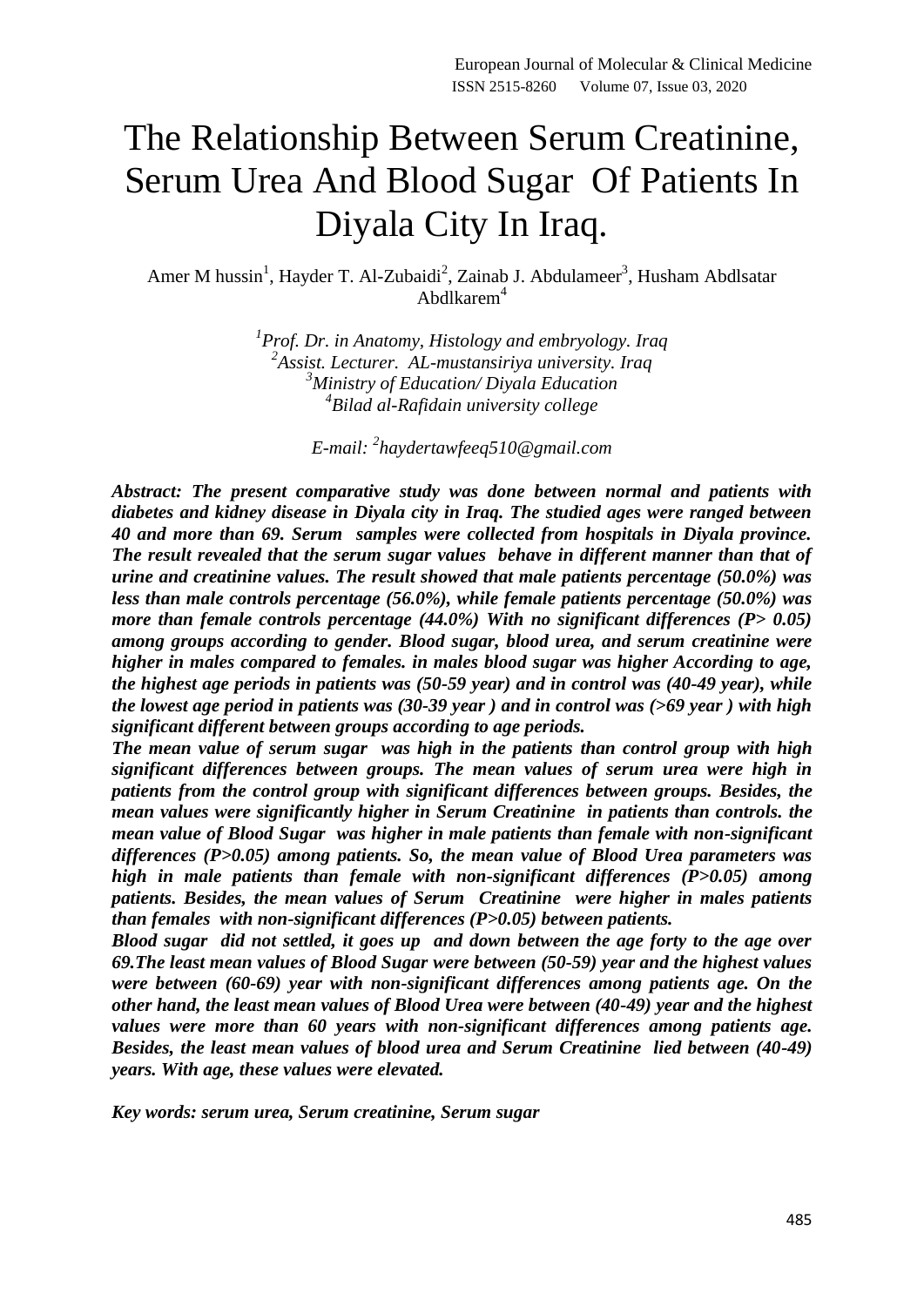# The Relationship Between Serum Creatinine, Serum Urea And Blood Sugar Of Patients In Diyala City In Iraq.

Amer M hussin[1], Hayder T. Al-Zubaidi[2], Zainab J. Abdulameer[3], Husham Abdlsatar Abdlkarem[4]

*[1]Prof. Dr. in Anatomy, Histology and embryology. Iraq*
*[2]Assist. Lecturer. AL-mustansiriya university. Iraq*
*[3]Ministry of Education/ Diyala Education*
*[4]Bilad al-Rafidain university college*

*E-mail: [2]haydertawfeeq510@gmail.com*

***Abstract: The present comparative study was done between normal and patients with diabetes and kidney disease in Diyala city in Iraq. The studied ages were ranged between 40 and more than 69. Serum samples were collected from hospitals in Diyala province. The result revealed that the serum sugar values behave in different manner than that of urine and creatinine values. The result showed that male patients percentage (50.0%) was less than male controls percentage (56.0%), while female patients percentage (50.0%) was more than female controls percentage (44.0%) With no significant differences (P> 0.05) among groups according to gender. Blood sugar, blood urea, and serum creatinine were higher in males compared to females. in males blood sugar was higher According to age, the highest age periods in patients was (50-59 year) and in control was (40-49 year), while the lowest age period in patients was (30-39 year ) and in control was (>69 year ) with high significant different between groups according to age periods.***

***The mean value of serum sugar was high in the patients than control group with high significant differences between groups. The mean values of serum urea were high in patients from the control group with significant differences between groups. Besides, the mean values were significantly higher in Serum Creatinine in patients than controls. the mean value of Blood Sugar was higher in male patients than female with non-significant differences (P>0.05) among patients. So, the mean value of Blood Urea parameters was high in male patients than female with non-significant differences (P>0.05) among patients. Besides, the mean values of Serum Creatinine were higher in males patients than females with non-significant differences (P>0.05) between patients.***

***Blood sugar did not settled, it goes up and down between the age forty to the age over 69.The least mean values of Blood Sugar were between (50-59) year and the highest values were between (60-69) year with non-significant differences among patients age. On the other hand, the least mean values of Blood Urea were between (40-49) year and the highest values were more than 60 years with non-significant differences among patients age. Besides, the least mean values of blood urea and Serum Creatinine lied between (40-49) years. With age, these values were elevated.***

***Key words: serum urea, Serum creatinine, Serum sugar***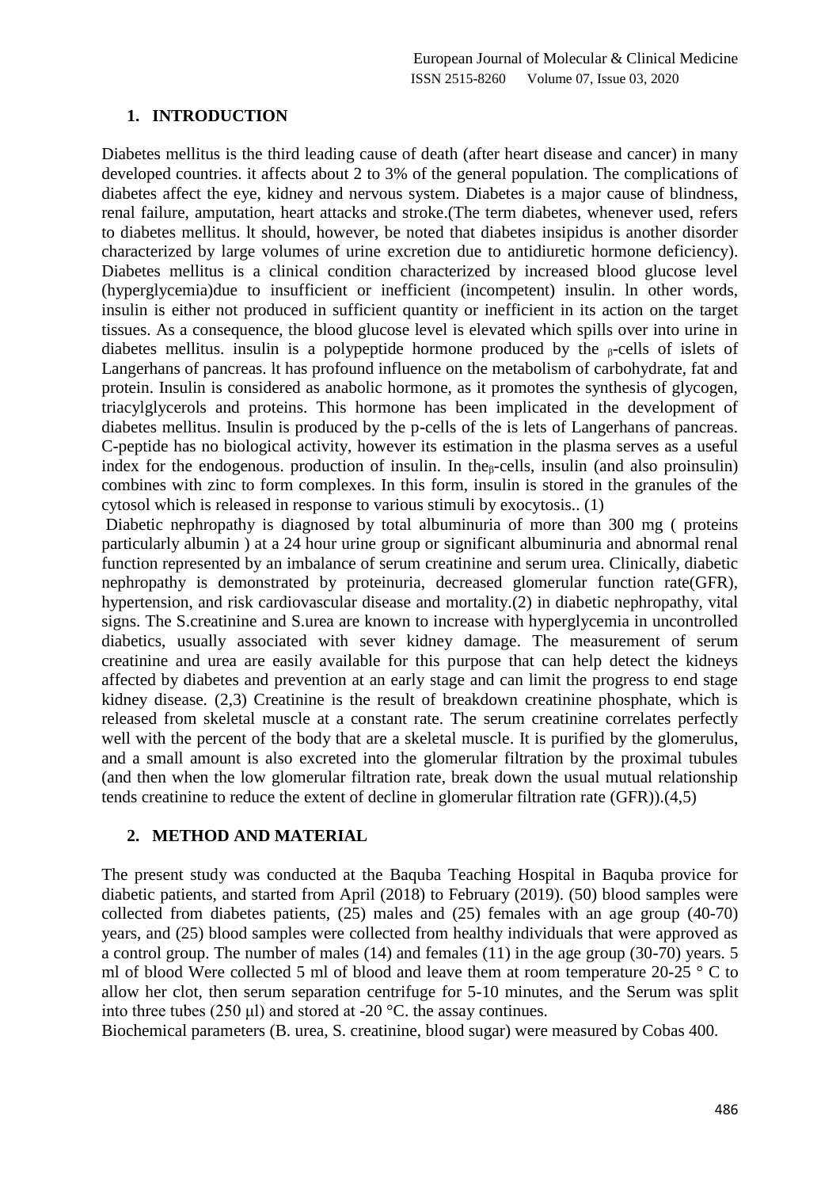## 1. INTRODUCTION

Diabetes mellitus is the third leading cause of death (after heart disease and cancer) in many developed countries. it affects about 2 to 3% of the general population. The complications of diabetes affect the eye, kidney and nervous system. Diabetes is a major cause of blindness, renal failure, amputation, heart attacks and stroke.(The term diabetes, whenever used, refers to diabetes mellitus. lt should, however, be noted that diabetes insipidus is another disorder characterized by large volumes of urine excretion due to antidiuretic hormone deficiency). Diabetes mellitus is a clinical condition characterized by increased blood glucose level (hyperglycemia)due to insufficient or inefficient (incompetent) insulin. ln other words, insulin is either not produced in sufficient quantity or inefficient in its action on the target tissues. As a consequence, the blood glucose level is elevated which spills over into urine in diabetes mellitus. insulin is a polypeptide hormone produced by the $_{\beta}$-cells of islets of Langerhans of pancreas. lt has profound influence on the metabolism of carbohydrate, fat and protein. Insulin is considered as anabolic hormone, as it promotes the synthesis of glycogen, triacylglycerols and proteins. This hormone has been implicated in the development of diabetes mellitus. Insulin is produced by the p-cells of the is lets of Langerhans of pancreas. C-peptide has no biological activity, however its estimation in the plasma serves as a useful index for the endogenous. production of insulin. In the$_{\beta}$-cells, insulin (and also proinsulin) combines with zinc to form complexes. In this form, insulin is stored in the granules of the cytosol which is released in response to various stimuli by exocytosis.. (1)

Diabetic nephropathy is diagnosed by total albuminuria of more than 300 mg ( proteins particularly albumin ) at a 24 hour urine group or significant albuminuria and abnormal renal function represented by an imbalance of serum creatinine and serum urea. Clinically, diabetic nephropathy is demonstrated by proteinuria, decreased glomerular function rate(GFR), hypertension, and risk cardiovascular disease and mortality.(2) in diabetic nephropathy, vital signs. The S.creatinine and S.urea are known to increase with hyperglycemia in uncontrolled diabetics, usually associated with sever kidney damage. The measurement of serum creatinine and urea are easily available for this purpose that can help detect the kidneys affected by diabetes and prevention at an early stage and can limit the progress to end stage kidney disease. (2,3) Creatinine is the result of breakdown creatinine phosphate, which is released from skeletal muscle at a constant rate. The serum creatinine correlates perfectly well with the percent of the body that are a skeletal muscle. It is purified by the glomerulus, and a small amount is also excreted into the glomerular filtration by the proximal tubules (and then when the low glomerular filtration rate, break down the usual mutual relationship tends creatinine to reduce the extent of decline in glomerular filtration rate (GFR)).(4,5)

## 2. METHOD AND MATERIAL

The present study was conducted at the Baquba Teaching Hospital in Baquba provice for diabetic patients, and started from April (2018) to February (2019). (50) blood samples were collected from diabetes patients, (25) males and (25) females with an age group (40-70) years, and (25) blood samples were collected from healthy individuals that were approved as a control group. The number of males (14) and females (11) in the age group (30-70) years. 5 ml of blood Were collected 5 ml of blood and leave them at room temperature 20-25 ° C to allow her clot, then serum separation centrifuge for 5-10 minutes, and the Serum was split into three tubes (250 μl) and stored at -20 °C. the assay continues.

Biochemical parameters (B. urea, S. creatinine, blood sugar) were measured by Cobas 400.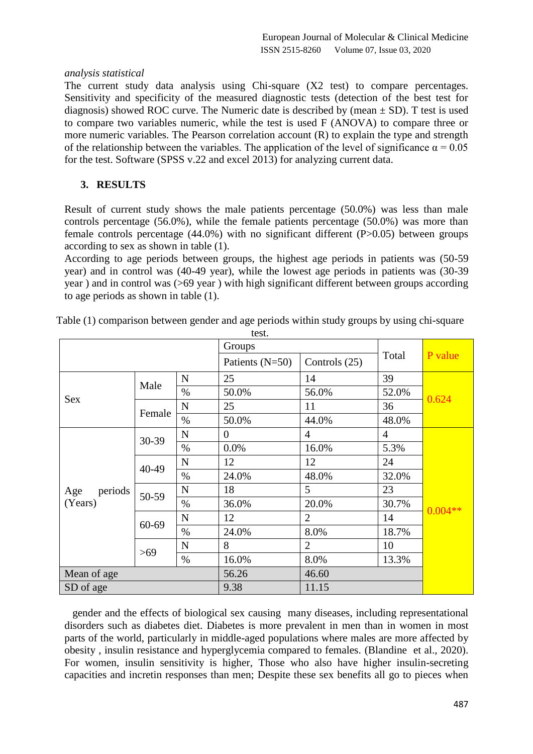*analysis statistical*

The current study data analysis using Chi-square (X2 test) to compare percentages. Sensitivity and specificity of the measured diagnostic tests (detection of the best test for diagnosis) showed ROC curve. The Numeric date is described by (mean ± SD). T test is used to compare two variables numeric, while the test is used F (ANOVA) to compare three or more numeric variables. The Pearson correlation account (R) to explain the type and strength of the relationship between the variables. The application of the level of significance $\alpha = 0.05$ for the test. Software (SPSS v.22 and excel 2013) for analyzing current data.

## 3. RESULTS

Result of current study shows the male patients percentage (50.0%) was less than male controls percentage (56.0%), while the female patients percentage (50.0%) was more than female controls percentage (44.0%) with no significant different (P>0.05) between groups according to sex as shown in table (1).

According to age periods between groups, the highest age periods in patients was (50-59 year) and in control was (40-49 year), while the lowest age periods in patients was (30-39 year ) and in control was (>69 year ) with high significant different between groups according to age periods as shown in table (1).

Table (1) comparison between gender and age periods within study groups by using chi-square test.

| | | | Groups | | Total | P value |
|---|---|---|---|---|---|---|
| | | | Patients (N=50) | Controls (25) | | |
| Sex | Male | N | 25 | 14 | 39 | 0.624 |
| | | % | 50.0% | 56.0% | 52.0% | |
| | Female | N | 25 | 11 | 36 | |
| | | % | 50.0% | 44.0% | 48.0% | |
| Age periods (Years) | 30-39 | N | 0 | 4 | 4 | 0.004** |
| | | % | 0.0% | 16.0% | 5.3% | |
| | 40-49 | N | 12 | 12 | 24 | |
| | | % | 24.0% | 48.0% | 32.0% | |
| | 50-59 | N | 18 | 5 | 23 | |
| | | % | 36.0% | 20.0% | 30.7% | |
| | 60-69 | N | 12 | 2 | 14 | |
| | | % | 24.0% | 8.0% | 18.7% | |
| | >69 | N | 8 | 2 | 10 | |
| | | % | 16.0% | 8.0% | 13.3% | |
| Mean of age | | | 56.26 | 46.60 | | |
| SD of age | | | 9.38 | 11.15 | | |

gender and the effects of biological sex causing many diseases, including representational disorders such as diabetes diet. Diabetes is more prevalent in men than in women in most parts of the world, particularly in middle-aged populations where males are more affected by obesity , insulin resistance and hyperglycemia compared to females. (Blandine et al., 2020). For women, insulin sensitivity is higher, Those who also have higher insulin-secreting capacities and incretin responses than men; Despite these sex benefits all go to pieces when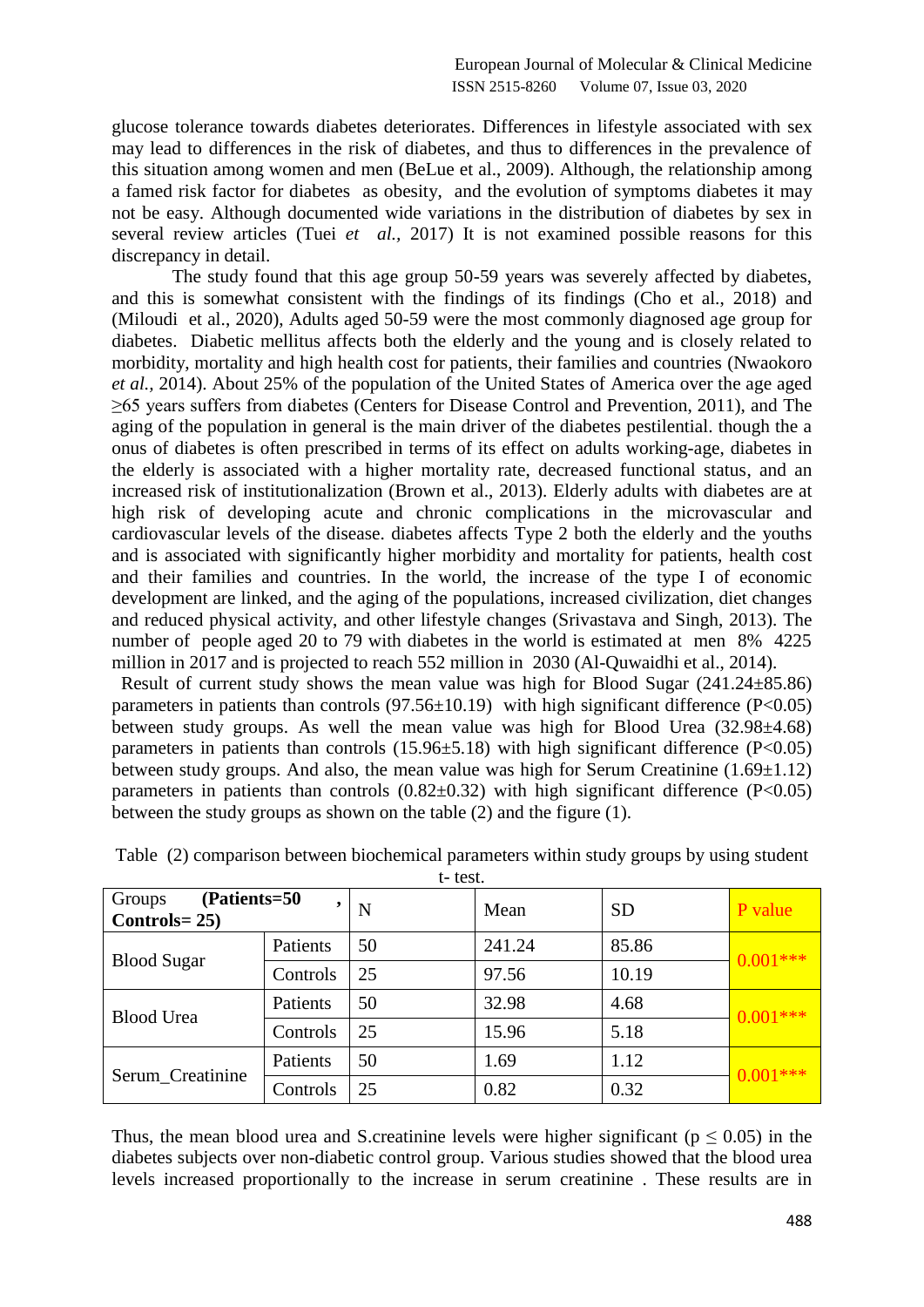glucose tolerance towards diabetes deteriorates. Differences in lifestyle associated with sex may lead to differences in the risk of diabetes, and thus to differences in the prevalence of this situation among women and men (BeLue et al., 2009). Although, the relationship among a famed risk factor for diabetes as obesity, and the evolution of symptoms diabetes it may not be easy. Although documented wide variations in the distribution of diabetes by sex in several review articles (Tuei *et al.,* 2017) It is not examined possible reasons for this discrepancy in detail.

The study found that this age group 50-59 years was severely affected by diabetes, and this is somewhat consistent with the findings of its findings (Cho et al., 2018) and (Miloudi et al., 2020), Adults aged 50-59 were the most commonly diagnosed age group for diabetes. Diabetic mellitus affects both the elderly and the young and is closely related to morbidity, mortality and high health cost for patients, their families and countries (Nwaokoro *et al.,* 2014). About 25% of the population of the United States of America over the age aged ≥65 years suffers from diabetes (Centers for Disease Control and Prevention, 2011), and The aging of the population in general is the main driver of the diabetes pestilential. though the a onus of diabetes is often prescribed in terms of its effect on adults working-age, diabetes in the elderly is associated with a higher mortality rate, decreased functional status, and an increased risk of institutionalization (Brown et al., 2013). Elderly adults with diabetes are at high risk of developing acute and chronic complications in the microvascular and cardiovascular levels of the disease. diabetes affects Type 2 both the elderly and the youths and is associated with significantly higher morbidity and mortality for patients, health cost and their families and countries. In the world, the increase of the type I of economic development are linked, and the aging of the populations, increased civilization, diet changes and reduced physical activity, and other lifestyle changes (Srivastava and Singh, 2013). The number of people aged 20 to 79 with diabetes in the world is estimated at men 8% 4225 million in 2017 and is projected to reach 552 million in 2030 (Al-Quwaidhi et al., 2014).

Result of current study shows the mean value was high for Blood Sugar (241.24±85.86) parameters in patients than controls (97.56±10.19) with high significant difference (P<0.05) between study groups. As well the mean value was high for Blood Urea (32.98±4.68) parameters in patients than controls (15.96±5.18) with high significant difference (P<0.05) between study groups. And also, the mean value was high for Serum Creatinine (1.69±1.12) parameters in patients than controls (0.82±0.32) with high significant difference (P<0.05) between the study groups as shown on the table (2) and the figure (1).

Table (2) comparison between biochemical parameters within study groups by using student t- test.

| Groups **(Patients=50 , Controls= 25)** | | N | Mean | SD | P value |
|---|---|---|---|---|---|
| Blood Sugar | Patients | 50 | 241.24 | 85.86 | 0.001*** |
| | Controls | 25 | 97.56 | 10.19 | |
| Blood Urea | Patients | 50 | 32.98 | 4.68 | 0.001*** |
| | Controls | 25 | 15.96 | 5.18 | |
| Serum_Creatinine | Patients | 50 | 1.69 | 1.12 | 0.001*** |
| | Controls | 25 | 0.82 | 0.32 | |

Thus, the mean blood urea and S.creatinine levels were higher significant ($p \leq 0.05$) in the diabetes subjects over non-diabetic control group. Various studies showed that the blood urea levels increased proportionally to the increase in serum creatinine . These results are in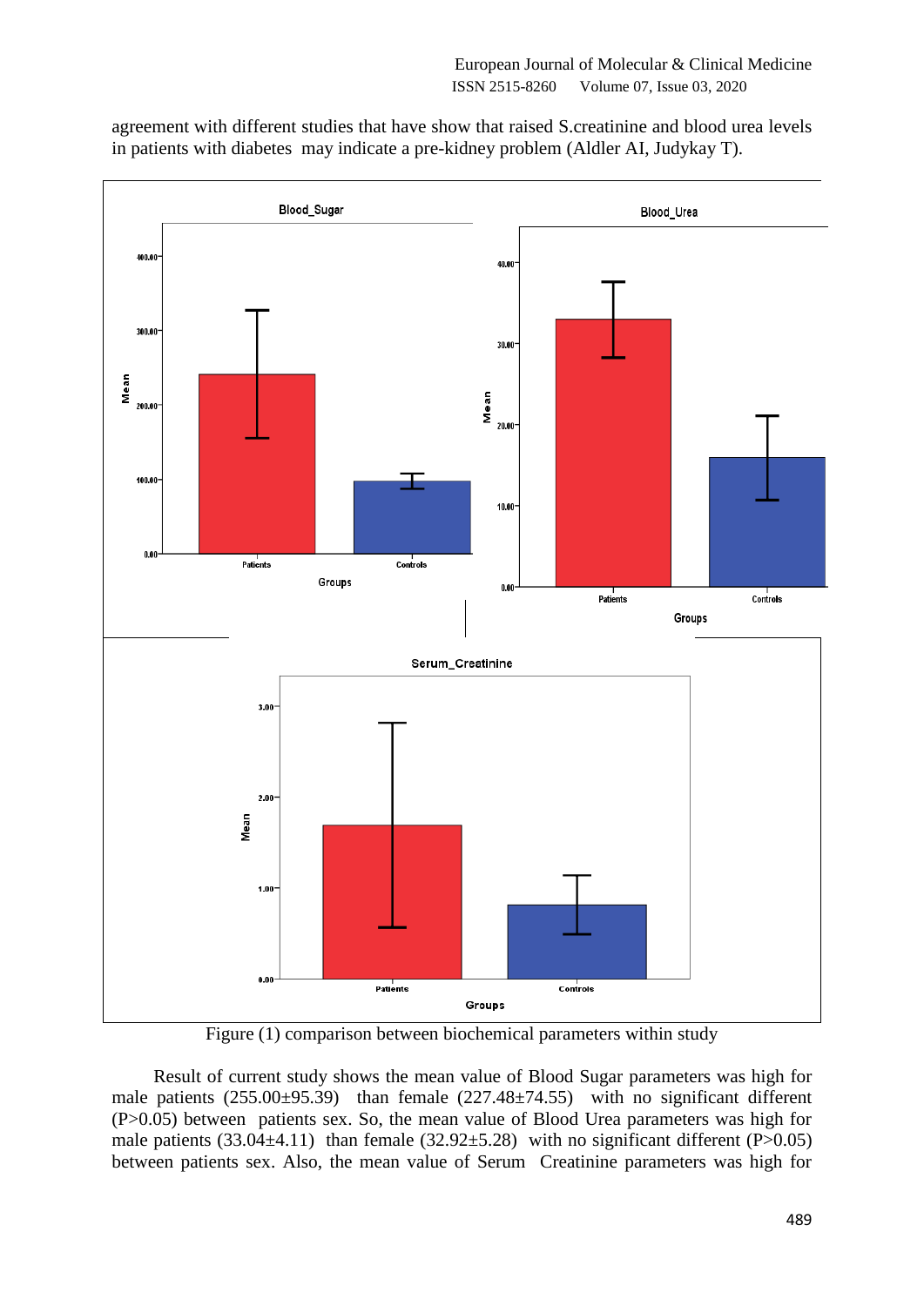agreement with different studies that have show that raised S.creatinine and blood urea levels in patients with diabetes may indicate a pre-kidney problem (Aldler AI, Judykay T).

Figure (1) comparison between biochemical parameters within study

Result of current study shows the mean value of Blood Sugar parameters was high for male patients (255.00±95.39) than female (227.48±74.55) with no significant different ($P>0.05$) between patients sex. So, the mean value of Blood Urea parameters was high for male patients (33.04±4.11) than female (32.92±5.28) with no significant different ($P>0.05$) between patients sex. Also, the mean value of Serum Creatinine parameters was high for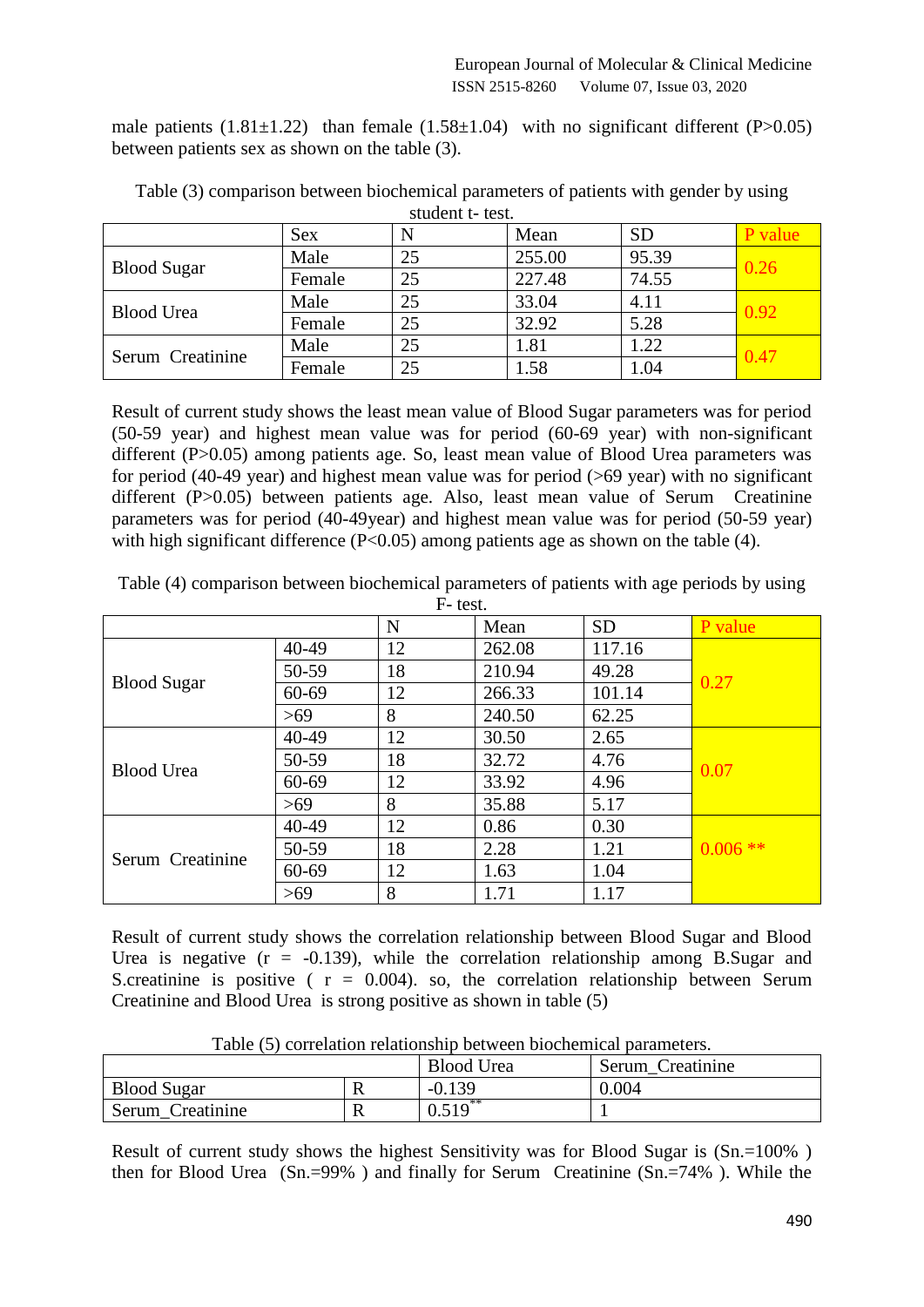male patients (1.81±1.22) than female (1.58±1.04) with no significant different (P>0.05) between patients sex as shown on the table (3).

Table (3) comparison between biochemical parameters of patients with gender by using student t- test.

| | Sex | N | Mean | SD | P value |
|---|---|---|---|---|---|
| Blood Sugar | Male | 25 | 255.00 | 95.39 | 0.26 |
| | Female | 25 | 227.48 | 74.55 | |
| Blood Urea | Male | 25 | 33.04 | 4.11 | 0.92 |
| | Female | 25 | 32.92 | 5.28 | |
| Serum Creatinine | Male | 25 | 1.81 | 1.22 | 0.47 |
| | Female | 25 | 1.58 | 1.04 | |

Result of current study shows the least mean value of Blood Sugar parameters was for period (50-59 year) and highest mean value was for period (60-69 year) with non-significant different (P>0.05) among patients age. So, least mean value of Blood Urea parameters was for period (40-49 year) and highest mean value was for period (>69 year) with no significant different (P>0.05) between patients age. Also, least mean value of Serum Creatinine parameters was for period (40-49year) and highest mean value was for period (50-59 year) with high significant difference (P<0.05) among patients age as shown on the table (4).

Table (4) comparison between biochemical parameters of patients with age periods by using F- test.

| | | N | Mean | SD | P value |
|---|---|---|---|---|---|
| Blood Sugar | 40-49 | 12 | 262.08 | 117.16 | 0.27 |
| | 50-59 | 18 | 210.94 | 49.28 | |
| | 60-69 | 12 | 266.33 | 101.14 | |
| | >69 | 8 | 240.50 | 62.25 | |
| Blood Urea | 40-49 | 12 | 30.50 | 2.65 | 0.07 |
| | 50-59 | 18 | 32.72 | 4.76 | |
| | 60-69 | 12 | 33.92 | 4.96 | |
| | >69 | 8 | 35.88 | 5.17 | |
| Serum Creatinine | 40-49 | 12 | 0.86 | 0.30 | 0.006 ** |
| | 50-59 | 18 | 2.28 | 1.21 | |
| | 60-69 | 12 | 1.63 | 1.04 | |
| | >69 | 8 | 1.71 | 1.17 | |

Result of current study shows the correlation relationship between Blood Sugar and Blood Urea is negative (r = -0.139), while the correlation relationship among B.Sugar and S.creatinine is positive ( r = 0.004). so, the correlation relationship between Serum Creatinine and Blood Urea is strong positive as shown in table (5)

Table (5) correlation relationship between biochemical parameters.

| | | Blood Urea | Serum_Creatinine |
|---|---|---|---|
| Blood Sugar | R | -0.139 | 0.004 |
| Serum_Creatinine | R | 0.519** | 1 |

Result of current study shows the highest Sensitivity was for Blood Sugar is (Sn.=100% ) then for Blood Urea (Sn.=99% ) and finally for Serum Creatinine (Sn.=74% ). While the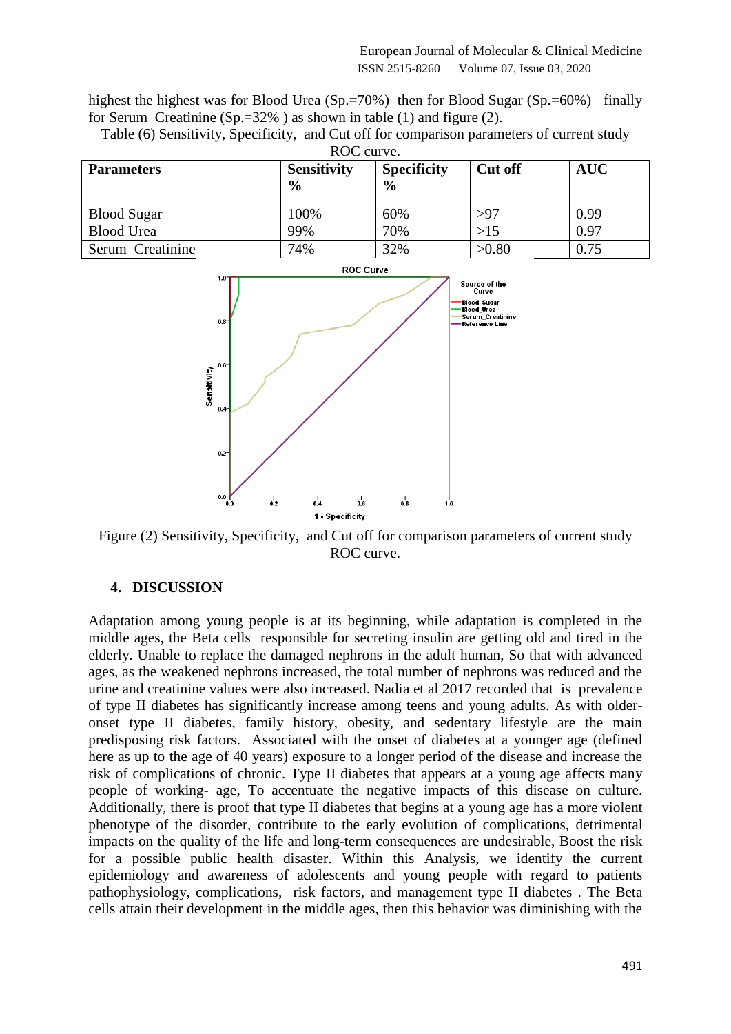highest the highest was for Blood Urea (Sp.=70%) then for Blood Sugar (Sp.=60%) finally for Serum Creatinine (Sp.=32% ) as shown in table (1) and figure (2).

Table (6) Sensitivity, Specificity, and Cut off for comparison parameters of current study ROC curve.

| Parameters | Sensitivity % | Specificity % | Cut off | AUC |
|---|---|---|---|---|
| Blood Sugar | 100% | 60% | >97 | 0.99 |
| Blood Urea | 99% | 70% | >15 | 0.97 |
| Serum Creatinine | 74% | 32% | >0.80 | 0.75 |

Figure (2) Sensitivity, Specificity, and Cut off for comparison parameters of current study ROC curve.

## 4. DISCUSSION

Adaptation among young people is at its beginning, while adaptation is completed in the middle ages, the Beta cells responsible for secreting insulin are getting old and tired in the elderly. Unable to replace the damaged nephrons in the adult human, So that with advanced ages, as the weakened nephrons increased, the total number of nephrons was reduced and the urine and creatinine values were also increased. Nadia et al 2017 recorded that is prevalence of type II diabetes has significantly increase among teens and young adults. As with older-onset type II diabetes, family history, obesity, and sedentary lifestyle are the main predisposing risk factors. Associated with the onset of diabetes at a younger age (defined here as up to the age of 40 years) exposure to a longer period of the disease and increase the risk of complications of chronic. Type II diabetes that appears at a young age affects many people of working- age, To accentuate the negative impacts of this disease on culture. Additionally, there is proof that type II diabetes that begins at a young age has a more violent phenotype of the disorder, contribute to the early evolution of complications, detrimental impacts on the quality of the life and long-term consequences are undesirable, Boost the risk for a possible public health disaster. Within this Analysis, we identify the current epidemiology and awareness of adolescents and young people with regard to patients pathophysiology, complications, risk factors, and management type II diabetes . The Beta cells attain their development in the middle ages, then this behavior was diminishing with the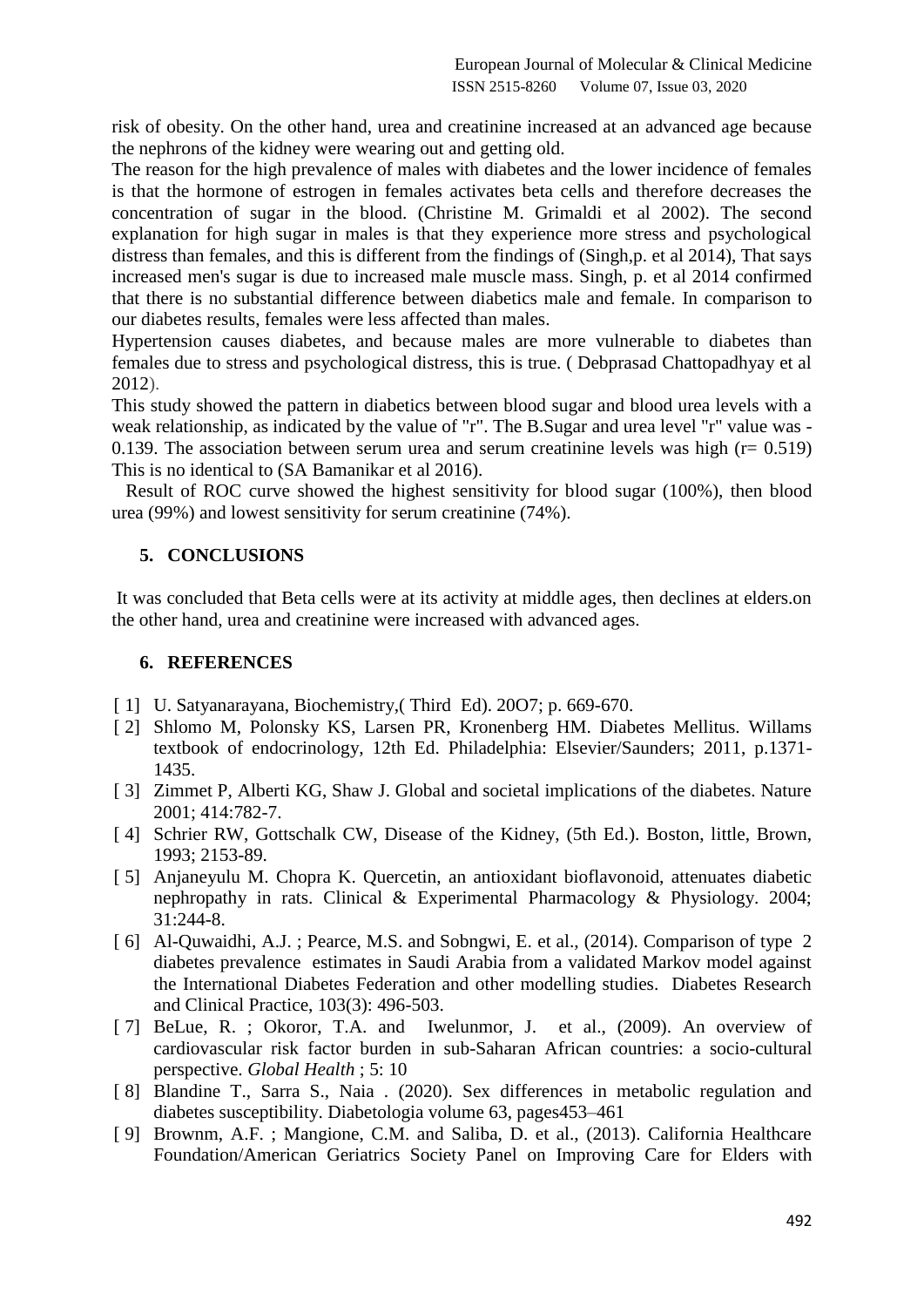risk of obesity. On the other hand, urea and creatinine increased at an advanced age because the nephrons of the kidney were wearing out and getting old.

The reason for the high prevalence of males with diabetes and the lower incidence of females is that the hormone of estrogen in females activates beta cells and therefore decreases the concentration of sugar in the blood. (Christine M. Grimaldi et al 2002). The second explanation for high sugar in males is that they experience more stress and psychological distress than females, and this is different from the findings of (Singh,p. et al 2014), That says increased men's sugar is due to increased male muscle mass. Singh, p. et al 2014 confirmed that there is no substantial difference between diabetics male and female. In comparison to our diabetes results, females were less affected than males.

Hypertension causes diabetes, and because males are more vulnerable to diabetes than females due to stress and psychological distress, this is true. ( Debprasad Chattopadhyay et al 2012).

This study showed the pattern in diabetics between blood sugar and blood urea levels with a weak relationship, as indicated by the value of "r". The B.Sugar and urea level "r" value was -0.139. The association between serum urea and serum creatinine levels was high (r= 0.519) This is no identical to (SA Bamanikar et al 2016).

Result of ROC curve showed the highest sensitivity for blood sugar (100%), then blood urea (99%) and lowest sensitivity for serum creatinine (74%).

## 5. CONCLUSIONS

It was concluded that Beta cells were at its activity at middle ages, then declines at elders.on the other hand, urea and creatinine were increased with advanced ages.

## 6. REFERENCES

- [ 1] U. Satyanarayana, Biochemistry,( Third Ed). 20O7; p. 669-670.
- [ 2] Shlomo M, Polonsky KS, Larsen PR, Kronenberg HM. Diabetes Mellitus. Willams textbook of endocrinology, 12th Ed. Philadelphia: Elsevier/Saunders; 2011, p.1371-1435.
- [ 3] Zimmet P, Alberti KG, Shaw J. Global and societal implications of the diabetes. Nature 2001; 414:782-7.
- [ 4] Schrier RW, Gottschalk CW, Disease of the Kidney, (5th Ed.). Boston, little, Brown, 1993; 2153-89.
- [ 5] Anjaneyulu M. Chopra K. Quercetin, an antioxidant bioflavonoid, attenuates diabetic nephropathy in rats. Clinical & Experimental Pharmacology & Physiology. 2004; 31:244-8.
- [ 6] Al-Quwaidhi, A.J. ; Pearce, M.S. and Sobngwi, E. et al., (2014). Comparison of type 2 diabetes prevalence estimates in Saudi Arabia from a validated Markov model against the International Diabetes Federation and other modelling studies. Diabetes Research and Clinical Practice, 103(3): 496-503.
- [ 7] BeLue, R. ; Okoror, T.A. and Iwelunmor, J. et al., (2009). An overview of cardiovascular risk factor burden in sub-Saharan African countries: a socio-cultural perspective. *Global Health* ; 5: 10
- [ 8] Blandine T., Sarra S., Naia . (2020). Sex differences in metabolic regulation and diabetes susceptibility. Diabetologia volume 63, pages453–461
- [ 9] Brownm, A.F. ; Mangione, C.M. and Saliba, D. et al., (2013). California Healthcare Foundation/American Geriatrics Society Panel on Improving Care for Elders with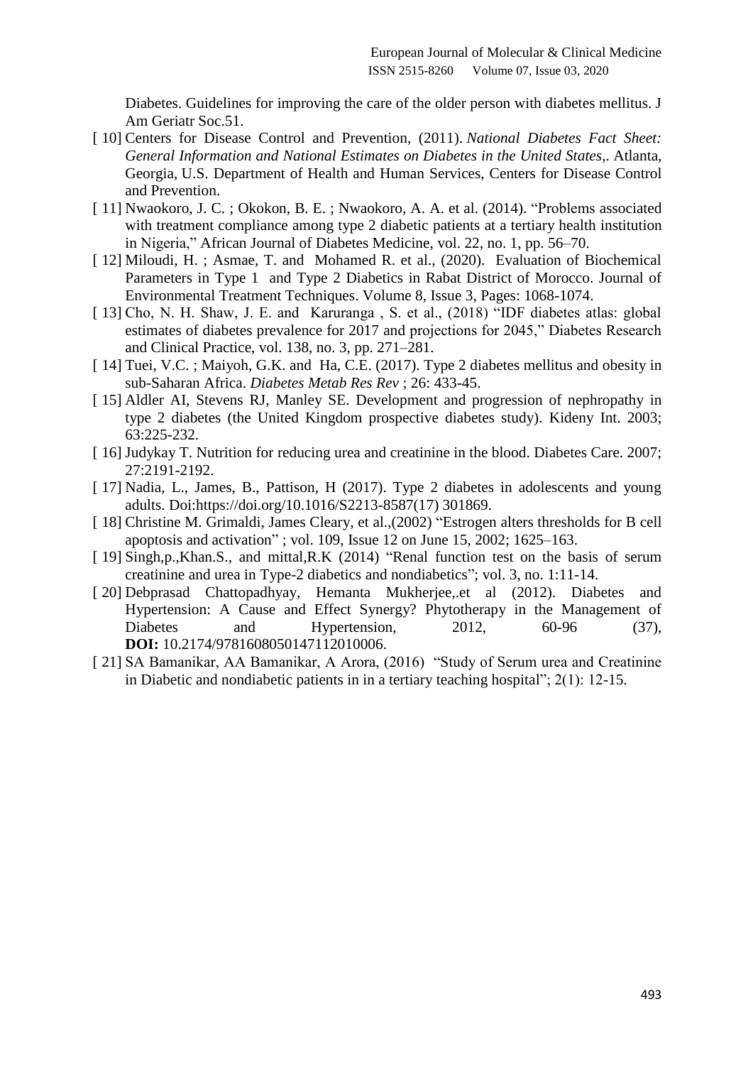Diabetes. Guidelines for improving the care of the older person with diabetes mellitus. J Am Geriatr Soc.51.

[ 10] Centers for Disease Control and Prevention, (2011). *National Diabetes Fact Sheet: General Information and National Estimates on Diabetes in the United States,*. Atlanta, Georgia, U.S. Department of Health and Human Services, Centers for Disease Control and Prevention.

[ 11] Nwaokoro, J. C. ; Okokon, B. E. ; Nwaokoro, A. A. et al. (2014). "Problems associated with treatment compliance among type 2 diabetic patients at a tertiary health institution in Nigeria," African Journal of Diabetes Medicine, vol. 22, no. 1, pp. 56–70.

[ 12] Miloudi, H. ; Asmae, T. and Mohamed R. et al., (2020). Evaluation of Biochemical Parameters in Type 1 and Type 2 Diabetics in Rabat District of Morocco. Journal of Environmental Treatment Techniques. Volume 8, Issue 3, Pages: 1068-1074.

[ 13] Cho, N. H. Shaw, J. E. and Karuranga , S. et al., (2018) "IDF diabetes atlas: global estimates of diabetes prevalence for 2017 and projections for 2045," Diabetes Research and Clinical Practice, vol. 138, no. 3, pp. 271–281.

[ 14] Tuei, V.C. ; Maiyoh, G.K. and Ha, C.E. (2017). Type 2 diabetes mellitus and obesity in sub-Saharan Africa. *Diabetes Metab Res Rev* ; 26: 433-45.

[ 15] Aldler AI, Stevens RJ, Manley SE. Development and progression of nephropathy in type 2 diabetes (the United Kingdom prospective diabetes study). Kideny Int. 2003; 63:225-232.

[ 16] Judykay T. Nutrition for reducing urea and creatinine in the blood. Diabetes Care. 2007; 27:2191-2192.

[ 17] Nadia, L., James, B., Pattison, H (2017). Type 2 diabetes in adolescents and young adults. Doi:https://doi.org/10.1016/S2213-8587(17) 301869.

[ 18] Christine M. Grimaldi, James Cleary, et al.,(2002) "Estrogen alters thresholds for B cell apoptosis and activation" ; vol. 109, Issue 12 on June 15, 2002; 1625–163.

[ 19] Singh,p.,Khan.S., and mittal,R.K (2014) "Renal function test on the basis of serum creatinine and urea in Type-2 diabetics and nondiabetics"; vol. 3, no. 1:11-14.

[ 20] Debprasad Chattopadhyay, Hemanta Mukherjee,.et al (2012). Diabetes and Hypertension: A Cause and Effect Synergy? Phytotherapy in the Management of Diabetes and Hypertension, 2012, 60-96 (37), **DOI:** 10.2174/978160805014711201006.

[ 21] SA Bamanikar, AA Bamanikar, A Arora, (2016) "Study of Serum urea and Creatinine in Diabetic and nondiabetic patients in in a tertiary teaching hospital"; 2(1): 12-15.